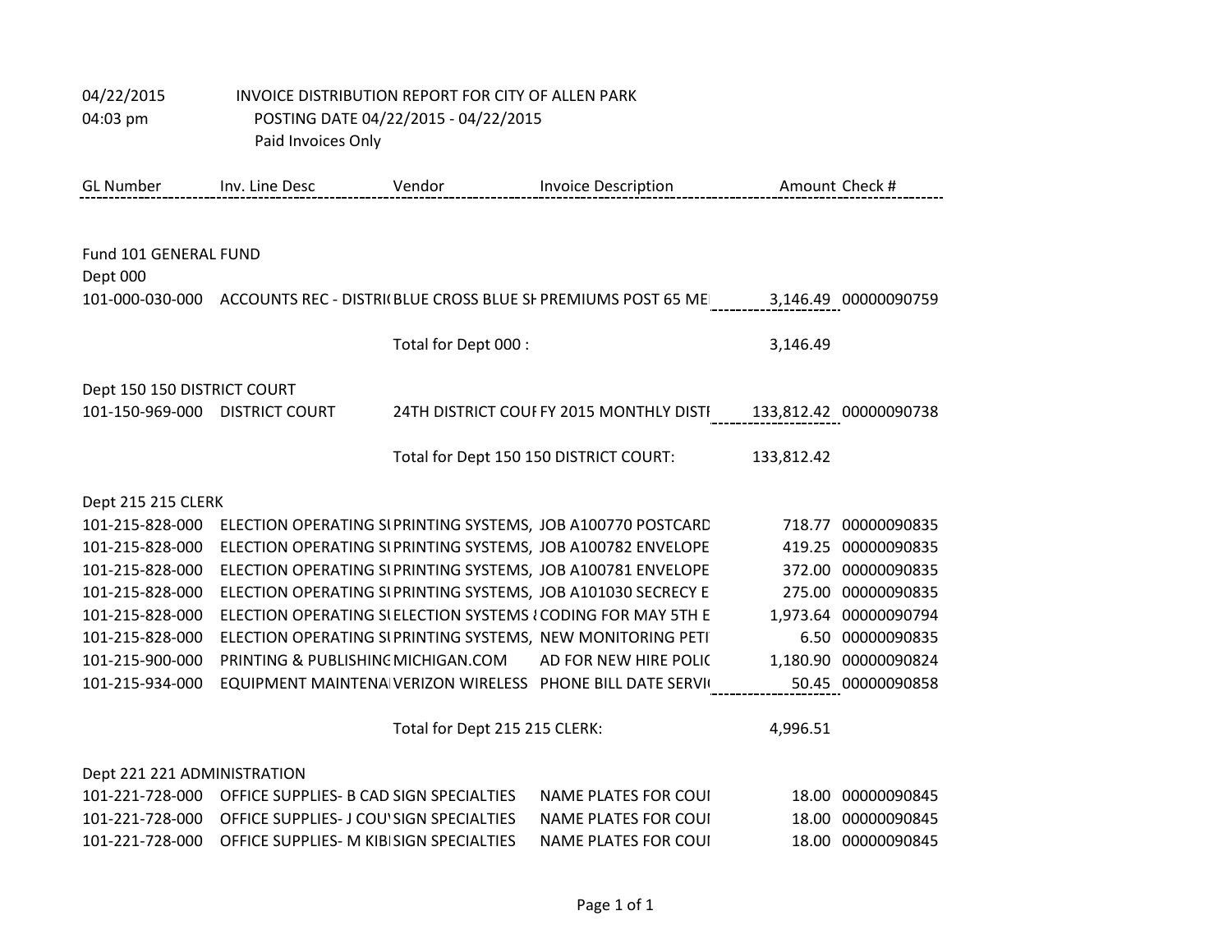04/22/2015 INVOICE DISTRIBUTION REPORT FOR CITY OF ALLEN PARK
04:03 pm POSTING DATE 04/22/2015 - 04/22/2015
Paid Invoices Only

| GL Number | Inv. Line Desc | Vendor | Invoice Description | Amount | Check # |
|---|---|---|---|---|---|
| Fund 101 GENERAL FUND | | | | | |
| Dept 000 | | | | | |
| 101-000-030-000 | ACCOUNTS REC - DISTRI( | BLUE CROSS BLUE SH | PREMIUMS POST 65 ME | 3,146.49 | 00000090759 |
| | | Total for Dept 000 : | | 3,146.49 | |
| Dept 150 150 DISTRICT COURT | | | | | |
| 101-150-969-000 | DISTRICT COURT | 24TH DISTRICT COUF | FY 2015 MONTHLY DISTI | 133,812.42 | 00000090738 |
| | | Total for Dept 150 150 DISTRICT COURT: | | 133,812.42 | |
| Dept 215 215 CLERK | | | | | |
| 101-215-828-000 | ELECTION OPERATING SI | PRINTING SYSTEMS, | JOB A100770 POSTCARD | 718.77 | 00000090835 |
| 101-215-828-000 | ELECTION OPERATING SI | PRINTING SYSTEMS, | JOB A100782 ENVELOPE | 419.25 | 00000090835 |
| 101-215-828-000 | ELECTION OPERATING SI | PRINTING SYSTEMS, | JOB A100781 ENVELOPE | 372.00 | 00000090835 |
| 101-215-828-000 | ELECTION OPERATING SI | PRINTING SYSTEMS, | JOB A101030 SECRECY E | 275.00 | 00000090835 |
| 101-215-828-000 | ELECTION OPERATING SI | ELECTION SYSTEMS { | CODING FOR MAY 5TH E | 1,973.64 | 00000090794 |
| 101-215-828-000 | ELECTION OPERATING SI | PRINTING SYSTEMS, | NEW MONITORING PETI | 6.50 | 00000090835 |
| 101-215-900-000 | PRINTING & PUBLISHING | MICHIGAN.COM | AD FOR NEW HIRE POLIC | 1,180.90 | 00000090824 |
| 101-215-934-000 | EQUIPMENT MAINTENA | VERIZON WIRELESS | PHONE BILL DATE SERVI( | 50.45 | 00000090858 |
| | | Total for Dept 215 215 CLERK: | | 4,996.51 | |
| Dept 221 221 ADMINISTRATION | | | | | |
| 101-221-728-000 | OFFICE SUPPLIES- B CAD | SIGN SPECIALTIES | NAME PLATES FOR COUI | 18.00 | 00000090845 |
| 101-221-728-000 | OFFICE SUPPLIES- J COU | SIGN SPECIALTIES | NAME PLATES FOR COUI | 18.00 | 00000090845 |
| 101-221-728-000 | OFFICE SUPPLIES- M KIBI | SIGN SPECIALTIES | NAME PLATES FOR COUI | 18.00 | 00000090845 |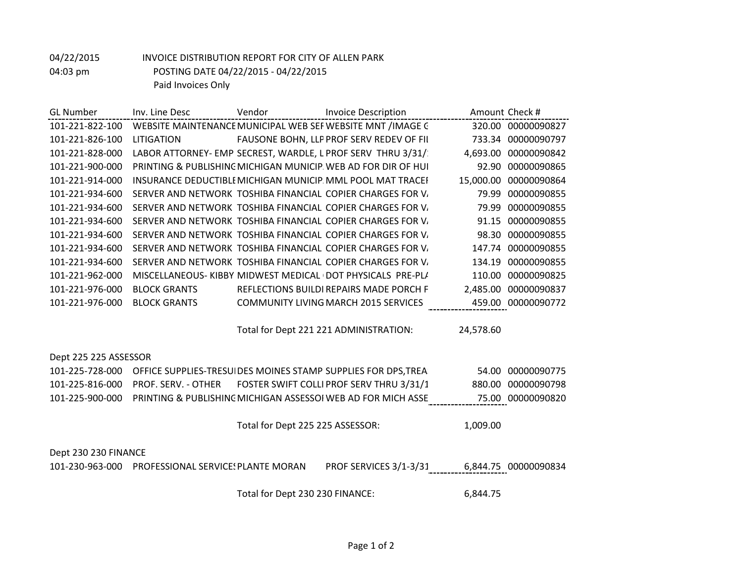04/22/2015 INVOICE DISTRIBUTION REPORT FOR CITY OF ALLEN PARK
04:03 pm POSTING DATE 04/22/2015 - 04/22/2015
Paid Invoices Only

| GL Number | Inv. Line Desc | Vendor | Invoice Description | Amount | Check # |
|---|---|---|---|---|---|
| 101-221-822-100 | WEBSITE MAINTENANCE | MUNICIPAL WEB SEF | WEBSITE MNT /IMAGE G | 320.00 | 00000090827 |
| 101-221-826-100 | LITIGATION | FAUSONE BOHN, LLP | PROF SERV REDEV OF FIL | 733.34 | 00000090797 |
| 101-221-828-000 | LABOR ATTORNEY- EMP | SECREST, WARDLE, L | PROF SERV THRU 3/31/ | 4,693.00 | 00000090842 |
| 101-221-900-000 | PRINTING & PUBLISHING | MICHIGAN MUNICIP. | WEB AD FOR DIR OF HUI | 92.90 | 00000090865 |
| 101-221-914-000 | INSURANCE DEDUCTIBLE | MICHIGAN MUNICIP. | MML POOL MAT TRACEI | 15,000.00 | 00000090864 |
| 101-221-934-600 | SERVER AND NETWORK | TOSHIBA FINANCIAL | COPIER CHARGES FOR V. | 79.99 | 00000090855 |
| 101-221-934-600 | SERVER AND NETWORK | TOSHIBA FINANCIAL | COPIER CHARGES FOR V. | 79.99 | 00000090855 |
| 101-221-934-600 | SERVER AND NETWORK | TOSHIBA FINANCIAL | COPIER CHARGES FOR V. | 91.15 | 00000090855 |
| 101-221-934-600 | SERVER AND NETWORK | TOSHIBA FINANCIAL | COPIER CHARGES FOR V. | 98.30 | 00000090855 |
| 101-221-934-600 | SERVER AND NETWORK | TOSHIBA FINANCIAL | COPIER CHARGES FOR V. | 147.74 | 00000090855 |
| 101-221-934-600 | SERVER AND NETWORK | TOSHIBA FINANCIAL | COPIER CHARGES FOR V. | 134.19 | 00000090855 |
| 101-221-962-000 | MISCELLANEOUS- KIBBY | MIDWEST MEDICAL | DOT PHYSICALS PRE-PL/ | 110.00 | 00000090825 |
| 101-221-976-000 | BLOCK GRANTS | REFLECTIONS BUILDI | REPAIRS MADE PORCH F | 2,485.00 | 00000090837 |
| 101-221-976-000 | BLOCK GRANTS | COMMUNITY LIVING | MARCH 2015 SERVICES | 459.00 | 00000090772 |
| | | Total for Dept 221 221 ADMINISTRATION: | | 24,578.60 | |
| Dept 225 225 ASSESSOR | | | | | |
| 101-225-728-000 | OFFICE SUPPLIES-TRESUI | DES MOINES STAMP | SUPPLIES FOR DPS,TREA | 54.00 | 00000090775 |
| 101-225-816-000 | PROF. SERV. - OTHER | FOSTER SWIFT COLLI | PROF SERV THRU 3/31/1 | 880.00 | 00000090798 |
| 101-225-900-000 | PRINTING & PUBLISHING | MICHIGAN ASSESSOI | WEB AD FOR MICH ASSE | 75.00 | 00000090820 |
| | | Total for Dept 225 225 ASSESSOR: | | 1,009.00 | |
| Dept 230 230 FINANCE | | | | | |
| 101-230-963-000 | PROFESSIONAL SERVICES | PLANTE MORAN | PROF SERVICES 3/1-3/31 | 6,844.75 | 00000090834 |
| | | Total for Dept 230 230 FINANCE: | | 6,844.75 | |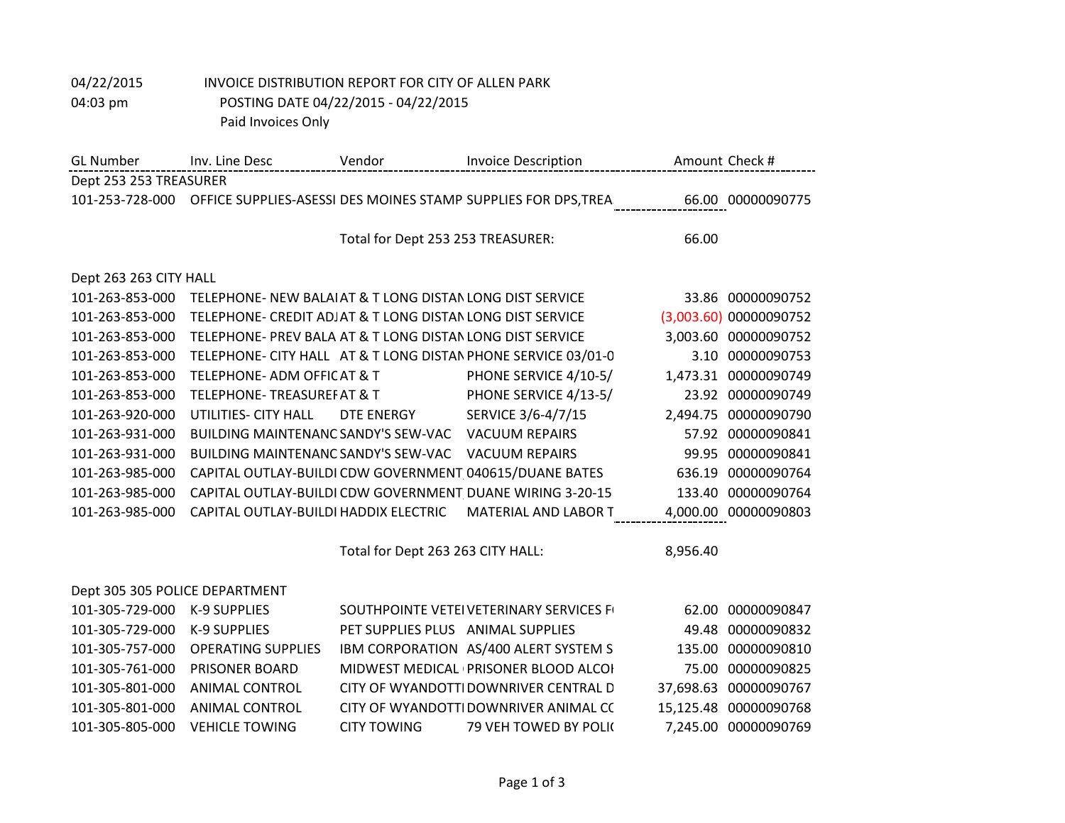04/22/2015 INVOICE DISTRIBUTION REPORT FOR CITY OF ALLEN PARK

04:03 pm POSTING DATE 04/22/2015 - 04/22/2015

Paid Invoices Only

| GL Number | Inv. Line Desc | Vendor | Invoice Description | Amount | Check # |
|---|---|---|---|---|---|
| Dept 253 253 TREASURER | | | | | |
| 101-253-728-000 | OFFICE SUPPLIES-ASESSI | DES MOINES STAMP | SUPPLIES FOR DPS,TREA | 66.00 | 00000090775 |
| | | Total for Dept 253 253 TREASURER: | | 66.00 | |
| Dept 263 263 CITY HALL | | | | | |
| 101-263-853-000 | TELEPHONE- NEW BALA | AT & T LONG DISTAN | LONG DIST SERVICE | 33.86 | 00000090752 |
| 101-263-853-000 | TELEPHONE- CREDIT ADJ | AT & T LONG DISTAN | LONG DIST SERVICE | (3,003.60) | 00000090752 |
| 101-263-853-000 | TELEPHONE- PREV BALA | AT & T LONG DISTAN | LONG DIST SERVICE | 3,003.60 | 00000090752 |
| 101-263-853-000 | TELEPHONE- CITY HALL | AT & T LONG DISTAN | PHONE SERVICE 03/01-0 | 3.10 | 00000090753 |
| 101-263-853-000 | TELEPHONE- ADM OFFIC | AT & T | PHONE SERVICE 4/10-5/ | 1,473.31 | 00000090749 |
| 101-263-853-000 | TELEPHONE- TREASURE | AT & T | PHONE SERVICE 4/13-5/ | 23.92 | 00000090749 |
| 101-263-920-000 | UTILITIES- CITY HALL | DTE ENERGY | SERVICE 3/6-4/7/15 | 2,494.75 | 00000090790 |
| 101-263-931-000 | BUILDING MAINTENANC | SANDY'S SEW-VAC | VACUUM REPAIRS | 57.92 | 00000090841 |
| 101-263-931-000 | BUILDING MAINTENANC | SANDY'S SEW-VAC | VACUUM REPAIRS | 99.95 | 00000090841 |
| 101-263-985-000 | CAPITAL OUTLAY-BUILDI | CDW GOVERNMENT | 040615/DUANE BATES | 636.19 | 00000090764 |
| 101-263-985-000 | CAPITAL OUTLAY-BUILDI | CDW GOVERNMENT | DUANE WIRING 3-20-15 | 133.40 | 00000090764 |
| 101-263-985-000 | CAPITAL OUTLAY-BUILDI | HADDIX ELECTRIC | MATERIAL AND LABOR T | 4,000.00 | 00000090803 |
| | | Total for Dept 263 263 CITY HALL: | | 8,956.40 | |
| Dept 305 305 POLICE DEPARTMENT | | | | | |
| 101-305-729-000 | K-9 SUPPLIES | SOUTHPOINTE VETE | VETERINARY SERVICES F | 62.00 | 00000090847 |
| 101-305-729-000 | K-9 SUPPLIES | PET SUPPLIES PLUS | ANIMAL SUPPLIES | 49.48 | 00000090832 |
| 101-305-757-000 | OPERATING SUPPLIES | IBM CORPORATION | AS/400 ALERT SYSTEM S | 135.00 | 00000090810 |
| 101-305-761-000 | PRISONER BOARD | MIDWEST MEDICAL | PRISONER BLOOD ALCO | 75.00 | 00000090825 |
| 101-305-801-000 | ANIMAL CONTROL | CITY OF WYANDOTT | DOWNRIVER CENTRAL D | 37,698.63 | 00000090767 |
| 101-305-801-000 | ANIMAL CONTROL | CITY OF WYANDOTT | DOWNRIVER ANIMAL CC | 15,125.48 | 00000090768 |
| 101-305-805-000 | VEHICLE TOWING | CITY TOWING | 79 VEH TOWED BY POLI | 7,245.00 | 00000090769 |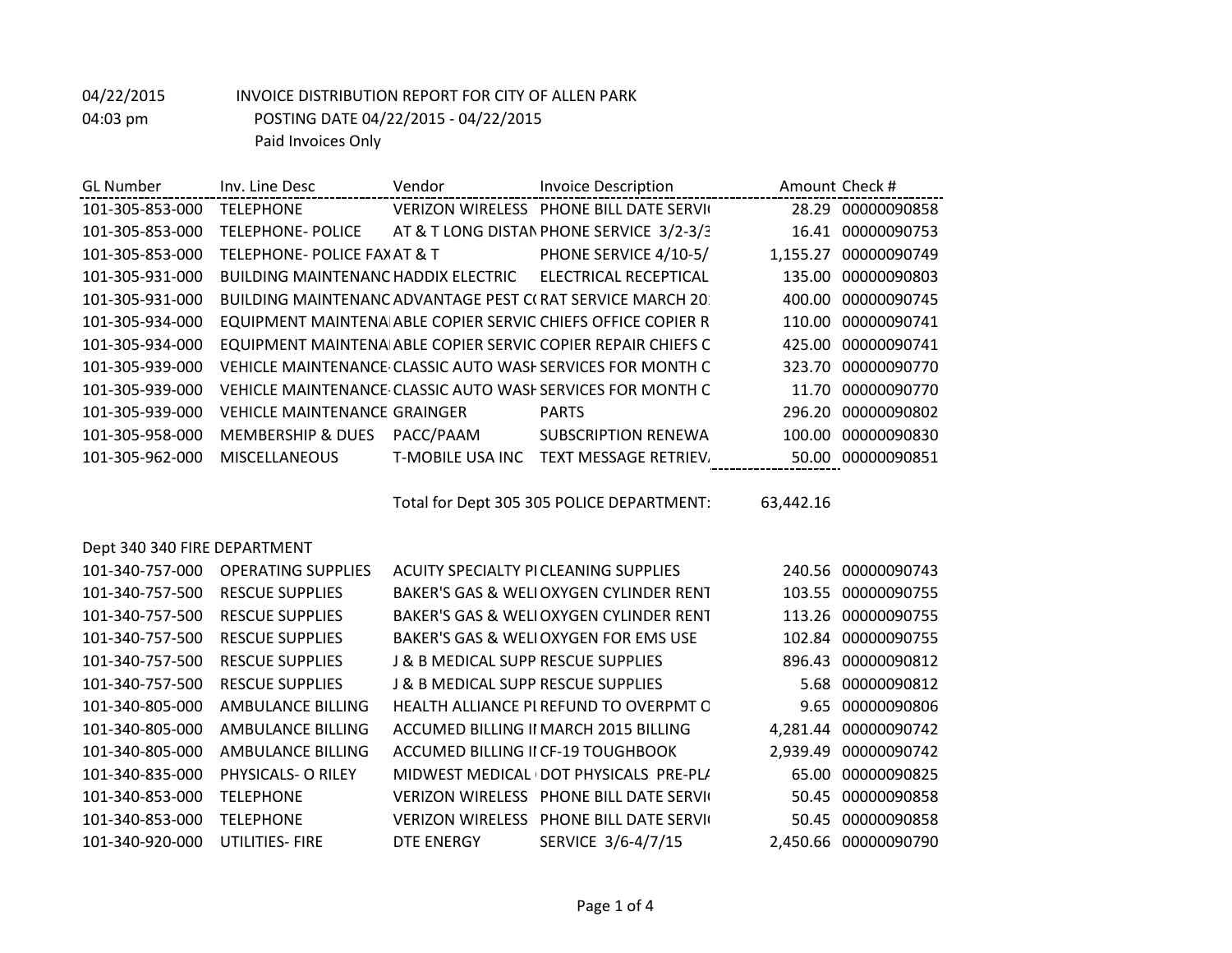04/22/2015 INVOICE DISTRIBUTION REPORT FOR CITY OF ALLEN PARK

04:03 pm POSTING DATE 04/22/2015 - 04/22/2015

Paid Invoices Only

| GL Number | Inv. Line Desc | Vendor | Invoice Description | Amount | Check # |
|---|---|---|---|---|---|
| 101-305-853-000 | TELEPHONE | VERIZON WIRELESS | PHONE BILL DATE SERVI( | 28.29 | 00000090858 |
| 101-305-853-000 | TELEPHONE- POLICE | AT & T LONG DISTAN | PHONE SERVICE 3/2-3/3 | 16.41 | 00000090753 |
| 101-305-853-000 | TELEPHONE- POLICE FAX | AT & T | PHONE SERVICE 4/10-5/ | 1,155.27 | 00000090749 |
| 101-305-931-000 | BUILDING MAINTENANC | HADDIX ELECTRIC | ELECTRICAL RECEPTICAL | 135.00 | 00000090803 |
| 101-305-931-000 | BUILDING MAINTENANC | ADVANTAGE PEST C( | RAT SERVICE MARCH 20 | 400.00 | 00000090745 |
| 101-305-934-000 | EQUIPMENT MAINTENA | ABLE COPIER SERVIC | CHIEFS OFFICE COPIER R | 110.00 | 00000090741 |
| 101-305-934-000 | EQUIPMENT MAINTENA | ABLE COPIER SERVIC | COPIER REPAIR CHIEFS C | 425.00 | 00000090741 |
| 101-305-939-000 | VEHICLE MAINTENANCE- | CLASSIC AUTO WASH | SERVICES FOR MONTH C | 323.70 | 00000090770 |
| 101-305-939-000 | VEHICLE MAINTENANCE- | CLASSIC AUTO WASH | SERVICES FOR MONTH C | 11.70 | 00000090770 |
| 101-305-939-000 | VEHICLE MAINTENANCE | GRAINGER | PARTS | 296.20 | 00000090802 |
| 101-305-958-000 | MEMBERSHIP & DUES | PACC/PAAM | SUBSCRIPTION RENEWA | 100.00 | 00000090830 |
| 101-305-962-000 | MISCELLANEOUS | T-MOBILE USA INC | TEXT MESSAGE RETRIEV/ | 50.00 | 00000090851 |
| | | Total for Dept 305 305 POLICE DEPARTMENT: | | 63,442.16 | |

Dept 340 340 FIRE DEPARTMENT

| GL Number | Inv. Line Desc | Vendor | Invoice Description | Amount | Check # |
|---|---|---|---|---|---|
| 101-340-757-000 | OPERATING SUPPLIES | ACUITY SPECIALTY PI | CLEANING SUPPLIES | 240.56 | 00000090743 |
| 101-340-757-500 | RESCUE SUPPLIES | BAKER'S GAS & WELI | OXYGEN CYLINDER RENT | 103.55 | 00000090755 |
| 101-340-757-500 | RESCUE SUPPLIES | BAKER'S GAS & WELI | OXYGEN CYLINDER RENT | 113.26 | 00000090755 |
| 101-340-757-500 | RESCUE SUPPLIES | BAKER'S GAS & WELI | OXYGEN FOR EMS USE | 102.84 | 00000090755 |
| 101-340-757-500 | RESCUE SUPPLIES | J & B MEDICAL SUPP | RESCUE SUPPLIES | 896.43 | 00000090812 |
| 101-340-757-500 | RESCUE SUPPLIES | J & B MEDICAL SUPP | RESCUE SUPPLIES | 5.68 | 00000090812 |
| 101-340-805-000 | AMBULANCE BILLING | HEALTH ALLIANCE PI | REFUND TO OVERPMT C | 9.65 | 00000090806 |
| 101-340-805-000 | AMBULANCE BILLING | ACCUMED BILLING II | MARCH 2015 BILLING | 4,281.44 | 00000090742 |
| 101-340-805-000 | AMBULANCE BILLING | ACCUMED BILLING II | CF-19 TOUGHBOOK | 2,939.49 | 00000090742 |
| 101-340-835-000 | PHYSICALS- O RILEY | MIDWEST MEDICAL | DOT PHYSICALS PRE-PL/ | 65.00 | 00000090825 |
| 101-340-853-000 | TELEPHONE | VERIZON WIRELESS | PHONE BILL DATE SERVI( | 50.45 | 00000090858 |
| 101-340-853-000 | TELEPHONE | VERIZON WIRELESS | PHONE BILL DATE SERVI( | 50.45 | 00000090858 |
| 101-340-920-000 | UTILITIES- FIRE | DTE ENERGY | SERVICE 3/6-4/7/15 | 2,450.66 | 00000090790 |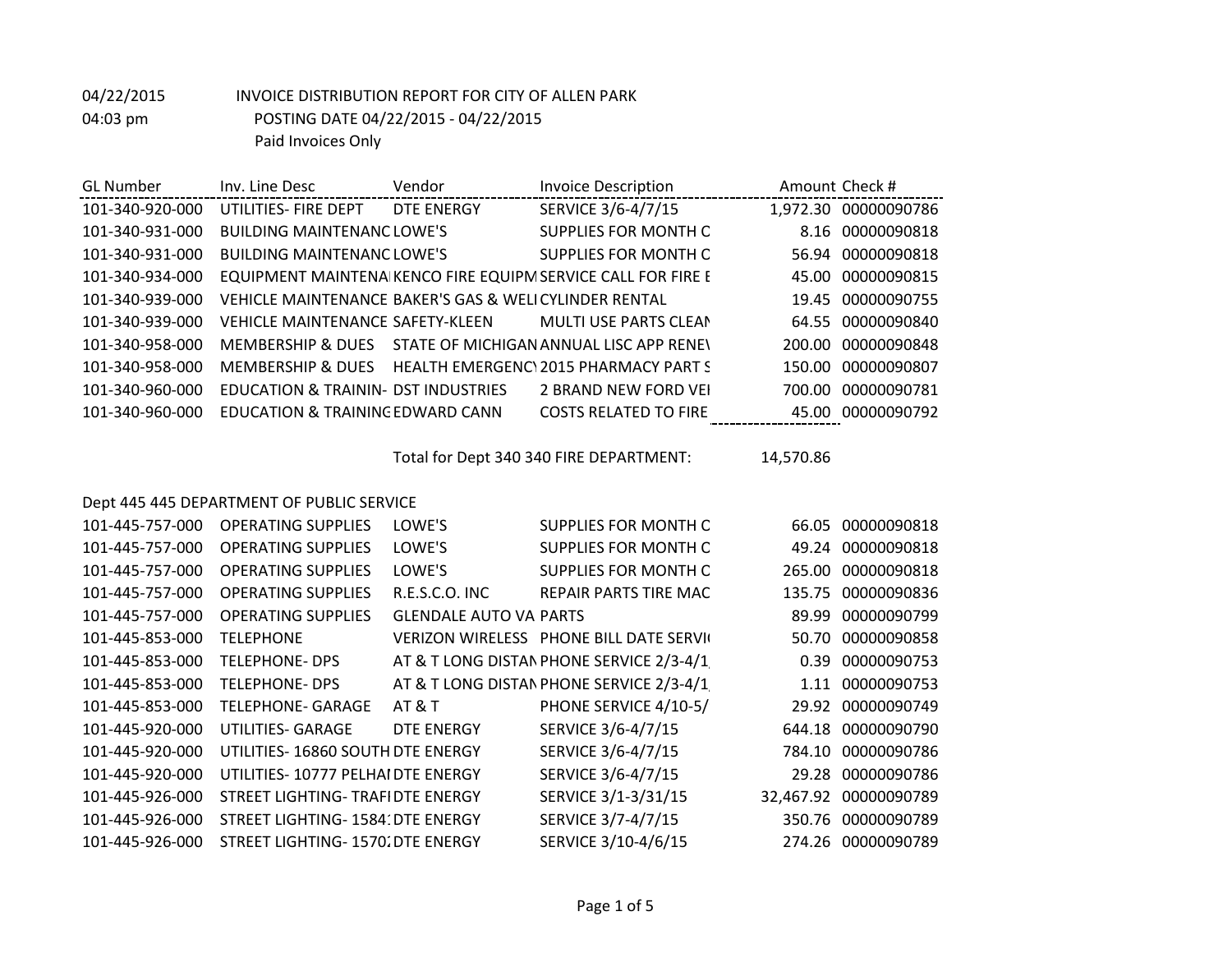04/22/2015 INVOICE DISTRIBUTION REPORT FOR CITY OF ALLEN PARK

04:03 pm POSTING DATE 04/22/2015 - 04/22/2015

Paid Invoices Only

| GL Number | Inv. Line Desc | Vendor | Invoice Description | Amount | Check # |
|---|---|---|---|---|---|
| 101-340-920-000 | UTILITIES- FIRE DEPT | DTE ENERGY | SERVICE 3/6-4/7/15 | 1,972.30 | 00000090786 |
| 101-340-931-000 | BUILDING MAINTENANC | LOWE'S | SUPPLIES FOR MONTH C | 8.16 | 00000090818 |
| 101-340-931-000 | BUILDING MAINTENANC | LOWE'S | SUPPLIES FOR MONTH C | 56.94 | 00000090818 |
| 101-340-934-000 | EQUIPMENT MAINTENA | KENCO FIRE EQUIPM | SERVICE CALL FOR FIRE E | 45.00 | 00000090815 |
| 101-340-939-000 | VEHICLE MAINTENANCE | BAKER'S GAS & WELI | CYLINDER RENTAL | 19.45 | 00000090755 |
| 101-340-939-000 | VEHICLE MAINTENANCE | SAFETY-KLEEN | MULTI USE PARTS CLEAN | 64.55 | 00000090840 |
| 101-340-958-000 | MEMBERSHIP & DUES | STATE OF MICHIGAN | ANNUAL LISC APP RENEV | 200.00 | 00000090848 |
| 101-340-958-000 | MEMBERSHIP & DUES | HEALTH EMERGENCY | 2015 PHARMACY PART S | 150.00 | 00000090807 |
| 101-340-960-000 | EDUCATION & TRAININ- | DST INDUSTRIES | 2 BRAND NEW FORD VEI | 700.00 | 00000090781 |
| 101-340-960-000 | EDUCATION & TRAINING | EDWARD CANN | COSTS RELATED TO FIRE | 45.00 | 00000090792 |
| | | Total for Dept 340 340 FIRE DEPARTMENT: | | 14,570.86 | |

Dept 445 445 DEPARTMENT OF PUBLIC SERVICE

| GL Number | Inv. Line Desc | Vendor | Invoice Description | Amount | Check # |
|---|---|---|---|---|---|
| 101-445-757-000 | OPERATING SUPPLIES | LOWE'S | SUPPLIES FOR MONTH C | 66.05 | 00000090818 |
| 101-445-757-000 | OPERATING SUPPLIES | LOWE'S | SUPPLIES FOR MONTH C | 49.24 | 00000090818 |
| 101-445-757-000 | OPERATING SUPPLIES | LOWE'S | SUPPLIES FOR MONTH C | 265.00 | 00000090818 |
| 101-445-757-000 | OPERATING SUPPLIES | R.E.S.C.O. INC | REPAIR PARTS TIRE MAC | 135.75 | 00000090836 |
| 101-445-757-000 | OPERATING SUPPLIES | GLENDALE AUTO VA | PARTS | 89.99 | 00000090799 |
| 101-445-853-000 | TELEPHONE | VERIZON WIRELESS | PHONE BILL DATE SERVI | 50.70 | 00000090858 |
| 101-445-853-000 | TELEPHONE- DPS | AT & T LONG DISTAN | PHONE SERVICE 2/3-4/1 | 0.39 | 00000090753 |
| 101-445-853-000 | TELEPHONE- DPS | AT & T LONG DISTAN | PHONE SERVICE 2/3-4/1 | 1.11 | 00000090753 |
| 101-445-853-000 | TELEPHONE- GARAGE | AT & T | PHONE SERVICE 4/10-5/ | 29.92 | 00000090749 |
| 101-445-920-000 | UTILITIES- GARAGE | DTE ENERGY | SERVICE 3/6-4/7/15 | 644.18 | 00000090790 |
| 101-445-920-000 | UTILITIES- 16860 SOUTH | DTE ENERGY | SERVICE 3/6-4/7/15 | 784.10 | 00000090786 |
| 101-445-920-000 | UTILITIES- 10777 PELHAI | DTE ENERGY | SERVICE 3/6-4/7/15 | 29.28 | 00000090786 |
| 101-445-926-000 | STREET LIGHTING- TRAFI | DTE ENERGY | SERVICE 3/1-3/31/15 | 32,467.92 | 00000090789 |
| 101-445-926-000 | STREET LIGHTING- 1584: | DTE ENERGY | SERVICE 3/7-4/7/15 | 350.76 | 00000090789 |
| 101-445-926-000 | STREET LIGHTING- 1570: | DTE ENERGY | SERVICE 3/10-4/6/15 | 274.26 | 00000090789 |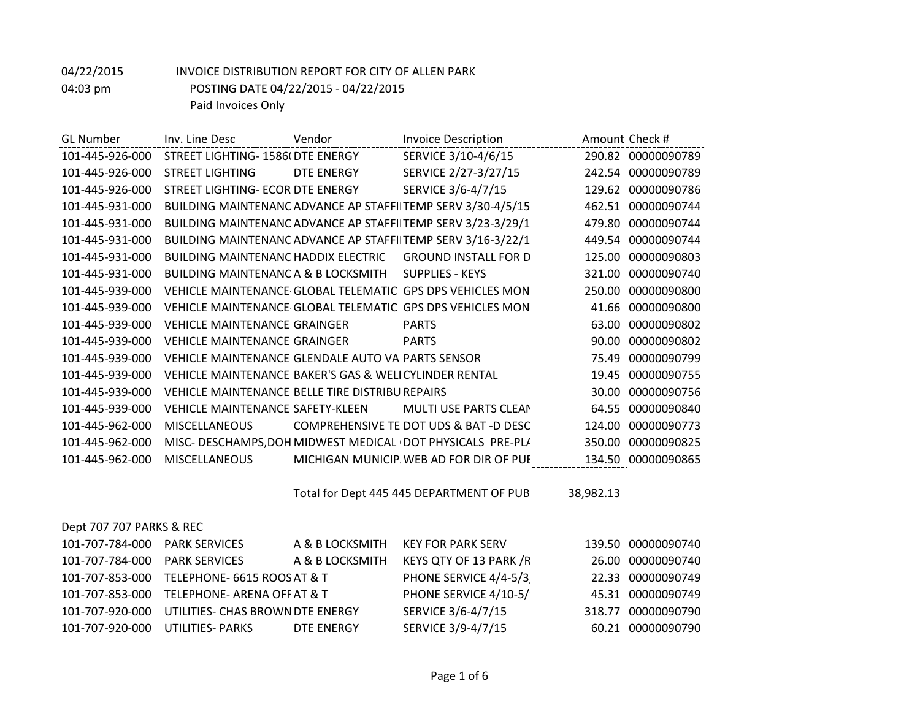04/22/2015 INVOICE DISTRIBUTION REPORT FOR CITY OF ALLEN PARK

04:03 pm POSTING DATE 04/22/2015 - 04/22/2015

Paid Invoices Only

| GL Number | Inv. Line Desc | Vendor | Invoice Description | Amount | Check # |
|---|---|---|---|---|---|
| 101-445-926-000 | STREET LIGHTING- 1586( | DTE ENERGY | SERVICE 3/10-4/6/15 | 290.82 | 00000090789 |
| 101-445-926-000 | STREET LIGHTING | DTE ENERGY | SERVICE 2/27-3/27/15 | 242.54 | 00000090789 |
| 101-445-926-000 | STREET LIGHTING- ECOR | DTE ENERGY | SERVICE 3/6-4/7/15 | 129.62 | 00000090786 |
| 101-445-931-000 | BUILDING MAINTENANC | ADVANCE AP STAFFI | TEMP SERV 3/30-4/5/15 | 462.51 | 00000090744 |
| 101-445-931-000 | BUILDING MAINTENANC | ADVANCE AP STAFFI | TEMP SERV 3/23-3/29/1 | 479.80 | 00000090744 |
| 101-445-931-000 | BUILDING MAINTENANC | ADVANCE AP STAFFI | TEMP SERV 3/16-3/22/1 | 449.54 | 00000090744 |
| 101-445-931-000 | BUILDING MAINTENANC | HADDIX ELECTRIC | GROUND INSTALL FOR D | 125.00 | 00000090803 |
| 101-445-931-000 | BUILDING MAINTENANC | A & B LOCKSMITH | SUPPLIES - KEYS | 321.00 | 00000090740 |
| 101-445-939-000 | VEHICLE MAINTENANCE- | GLOBAL TELEMATIC | GPS DPS VEHICLES MON | 250.00 | 00000090800 |
| 101-445-939-000 | VEHICLE MAINTENANCE- | GLOBAL TELEMATIC | GPS DPS VEHICLES MON | 41.66 | 00000090800 |
| 101-445-939-000 | VEHICLE MAINTENANCE | GRAINGER | PARTS | 63.00 | 00000090802 |
| 101-445-939-000 | VEHICLE MAINTENANCE | GRAINGER | PARTS | 90.00 | 00000090802 |
| 101-445-939-000 | VEHICLE MAINTENANCE | GLENDALE AUTO VA | PARTS SENSOR | 75.49 | 00000090799 |
| 101-445-939-000 | VEHICLE MAINTENANCE | BAKER'S GAS & WELI | CYLINDER RENTAL | 19.45 | 00000090755 |
| 101-445-939-000 | VEHICLE MAINTENANCE | BELLE TIRE DISTRIBU | REPAIRS | 30.00 | 00000090756 |
| 101-445-939-000 | VEHICLE MAINTENANCE | SAFETY-KLEEN | MULTI USE PARTS CLEAN | 64.55 | 00000090840 |
| 101-445-962-000 | MISCELLANEOUS | COMPREHENSIVE TE | DOT UDS & BAT -D DESC | 124.00 | 00000090773 |
| 101-445-962-000 | MISC- DESCHAMPS,DOH | MIDWEST MEDICAL | DOT PHYSICALS PRE-PL/ | 350.00 | 00000090825 |
| 101-445-962-000 | MISCELLANEOUS | MICHIGAN MUNICIP. | WEB AD FOR DIR OF PUE | 134.50 | 00000090865 |
| | | Total for Dept 445 445 DEPARTMENT OF PUB | | 38,982.13 | |

Dept 707 707 PARKS & REC

| GL Number | Inv. Line Desc | Vendor | Invoice Description | Amount | Check # |
|---|---|---|---|---|---|
| 101-707-784-000 | PARK SERVICES | A & B LOCKSMITH | KEY FOR PARK SERV | 139.50 | 00000090740 |
| 101-707-784-000 | PARK SERVICES | A & B LOCKSMITH | KEYS QTY OF 13 PARK /R | 26.00 | 00000090740 |
| 101-707-853-000 | TELEPHONE- 6615 ROOS | AT & T | PHONE SERVICE 4/4-5/3 | 22.33 | 00000090749 |
| 101-707-853-000 | TELEPHONE- ARENA OFF | AT & T | PHONE SERVICE 4/10-5/ | 45.31 | 00000090749 |
| 101-707-920-000 | UTILITIES- CHAS BROWN | DTE ENERGY | SERVICE 3/6-4/7/15 | 318.77 | 00000090790 |
| 101-707-920-000 | UTILITIES- PARKS | DTE ENERGY | SERVICE 3/9-4/7/15 | 60.21 | 00000090790 |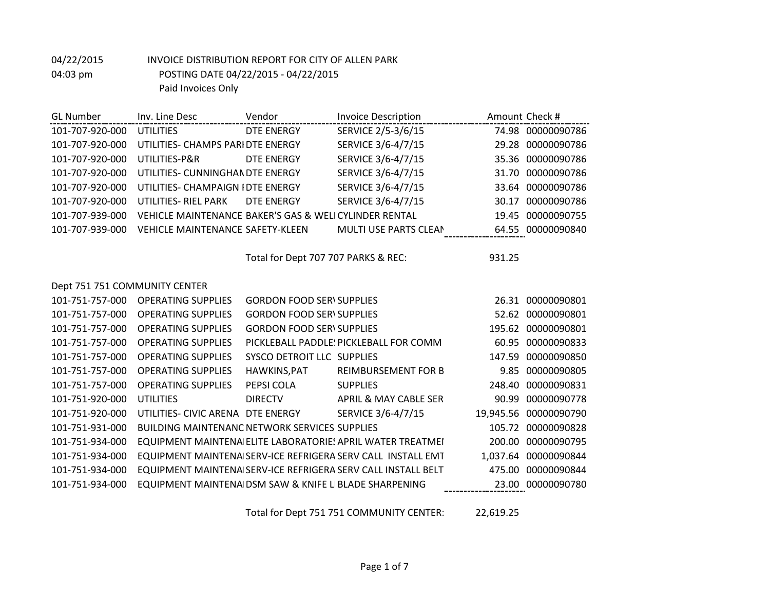04/22/2015 INVOICE DISTRIBUTION REPORT FOR CITY OF ALLEN PARK

04:03 pm POSTING DATE 04/22/2015 - 04/22/2015

Paid Invoices Only

| GL Number | Inv. Line Desc | Vendor | Invoice Description | Amount | Check # |
|---|---|---|---|---|---|
| 101-707-920-000 | UTILITIES | DTE ENERGY | SERVICE 2/5-3/6/15 | 74.98 | 00000090786 |
| 101-707-920-000 | UTILITIES- CHAMPS PARI | DTE ENERGY | SERVICE 3/6-4/7/15 | 29.28 | 00000090786 |
| 101-707-920-000 | UTILITIES-P&R | DTE ENERGY | SERVICE 3/6-4/7/15 | 35.36 | 00000090786 |
| 101-707-920-000 | UTILITIES- CUNNINGHAN | DTE ENERGY | SERVICE 3/6-4/7/15 | 31.70 | 00000090786 |
| 101-707-920-000 | UTILITIES- CHAMPAIGN I | DTE ENERGY | SERVICE 3/6-4/7/15 | 33.64 | 00000090786 |
| 101-707-920-000 | UTILITIES- RIEL PARK | DTE ENERGY | SERVICE 3/6-4/7/15 | 30.17 | 00000090786 |
| 101-707-939-000 | VEHICLE MAINTENANCE | BAKER'S GAS & WELI | CYLINDER RENTAL | 19.45 | 00000090755 |
| 101-707-939-000 | VEHICLE MAINTENANCE | SAFETY-KLEEN | MULTI USE PARTS CLEAN | 64.55 | 00000090840 |
| | | Total for Dept 707 707 PARKS & REC: | | 931.25 | |

Dept 751 751 COMMUNITY CENTER

| GL Number | Inv. Line Desc | Vendor | Invoice Description | Amount | Check # |
|---|---|---|---|---|---|
| 101-751-757-000 | OPERATING SUPPLIES | GORDON FOOD SER\ | SUPPLIES | 26.31 | 00000090801 |
| 101-751-757-000 | OPERATING SUPPLIES | GORDON FOOD SER\ | SUPPLIES | 52.62 | 00000090801 |
| 101-751-757-000 | OPERATING SUPPLIES | GORDON FOOD SER\ | SUPPLIES | 195.62 | 00000090801 |
| 101-751-757-000 | OPERATING SUPPLIES | PICKLEBALL PADDLE! | PICKLEBALL FOR COMM | 60.95 | 00000090833 |
| 101-751-757-000 | OPERATING SUPPLIES | SYSCO DETROIT LLC | SUPPLIES | 147.59 | 00000090850 |
| 101-751-757-000 | OPERATING SUPPLIES | HAWKINS,PAT | REIMBURSEMENT FOR B | 9.85 | 00000090805 |
| 101-751-757-000 | OPERATING SUPPLIES | PEPSI COLA | SUPPLIES | 248.40 | 00000090831 |
| 101-751-920-000 | UTILITIES | DIRECTV | APRIL & MAY CABLE SER | 90.99 | 00000090778 |
| 101-751-920-000 | UTILITIES- CIVIC ARENA | DTE ENERGY | SERVICE 3/6-4/7/15 | 19,945.56 | 00000090790 |
| 101-751-931-000 | BUILDING MAINTENANC | NETWORK SERVICES | SUPPLIES | 105.72 | 00000090828 |
| 101-751-934-000 | EQUIPMENT MAINTENA | ELITE LABORATORIE! | APRIL WATER TREATME! | 200.00 | 00000090795 |
| 101-751-934-000 | EQUIPMENT MAINTENA | SERV-ICE REFRIGERA | SERV CALL INSTALL EMT | 1,037.64 | 00000090844 |
| 101-751-934-000 | EQUIPMENT MAINTENA | SERV-ICE REFRIGERA | SERV CALL INSTALL BELT | 475.00 | 00000090844 |
| 101-751-934-000 | EQUIPMENT MAINTENA | DSM SAW & KNIFE LI | BLADE SHARPENING | 23.00 | 00000090780 |
| | | Total for Dept 751 751 COMMUNITY CENTER: | | 22,619.25 | |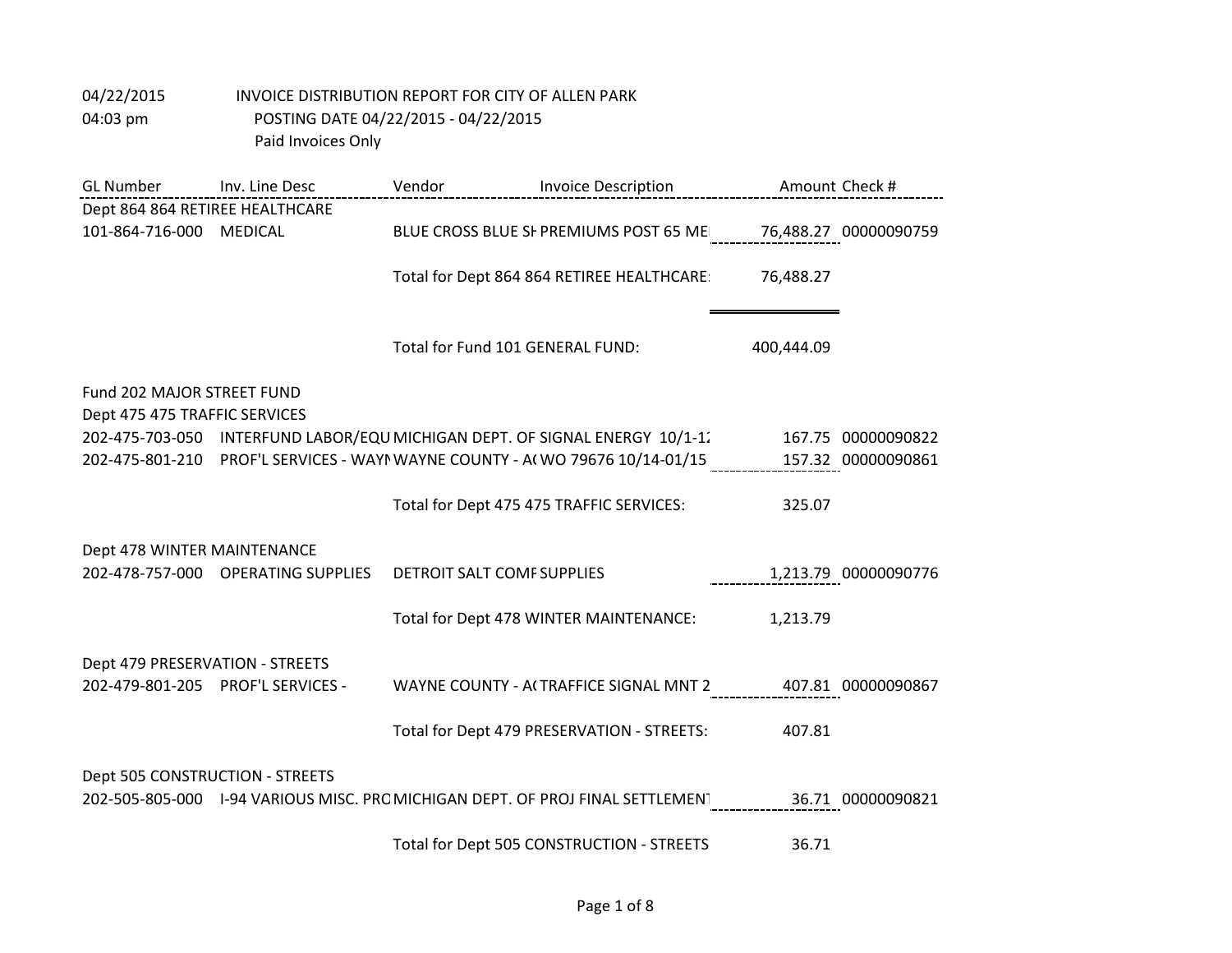04/22/2015 INVOICE DISTRIBUTION REPORT FOR CITY OF ALLEN PARK
04:03 pm POSTING DATE 04/22/2015 - 04/22/2015
Paid Invoices Only

| GL Number | Inv. Line Desc | Vendor | Invoice Description | Amount | Check # |
|---|---|---|---|---|---|
| Dept 864 864 RETIREE HEALTHCARE | | | | | |
| 101-864-716-000 | MEDICAL | BLUE CROSS BLUE SH | PREMIUMS POST 65 ME | 76,488.27 | 00000090759 |
| | | Total for Dept 864 864 RETIREE HEALTHCARE: | | 76,488.27 | |
| | | Total for Fund 101 GENERAL FUND: | | 400,444.09 | |
| Fund 202 MAJOR STREET FUND | | | | | |
| Dept 475 475 TRAFFIC SERVICES | | | | | |
| 202-475-703-050 | INTERFUND LABOR/EQU | MICHIGAN DEPT. OF | SIGNAL ENERGY 10/1-12 | 167.75 | 00000090822 |
| 202-475-801-210 | PROF'L SERVICES - WAYN | WAYNE COUNTY - AC | WO 79676 10/14-01/15 | 157.32 | 00000090861 |
| | | Total for Dept 475 475 TRAFFIC SERVICES: | | 325.07 | |
| Dept 478 WINTER MAINTENANCE | | | | | |
| 202-478-757-000 | OPERATING SUPPLIES | DETROIT SALT COMP | SUPPLIES | 1,213.79 | 00000090776 |
| | | Total for Dept 478 WINTER MAINTENANCE: | | 1,213.79 | |
| Dept 479 PRESERVATION - STREETS | | | | | |
| 202-479-801-205 | PROF'L SERVICES - | WAYNE COUNTY - AC | TRAFFICE SIGNAL MNT 2 | 407.81 | 00000090867 |
| | | Total for Dept 479 PRESERVATION - STREETS: | | 407.81 | |
| Dept 505 CONSTRUCTION - STREETS | | | | | |
| 202-505-805-000 | I-94 VARIOUS MISC. PRO | MICHIGAN DEPT. OF | PROJ FINAL SETTLEMENT | 36.71 | 00000090821 |
| | | Total for Dept 505 CONSTRUCTION - STREETS | | 36.71 | |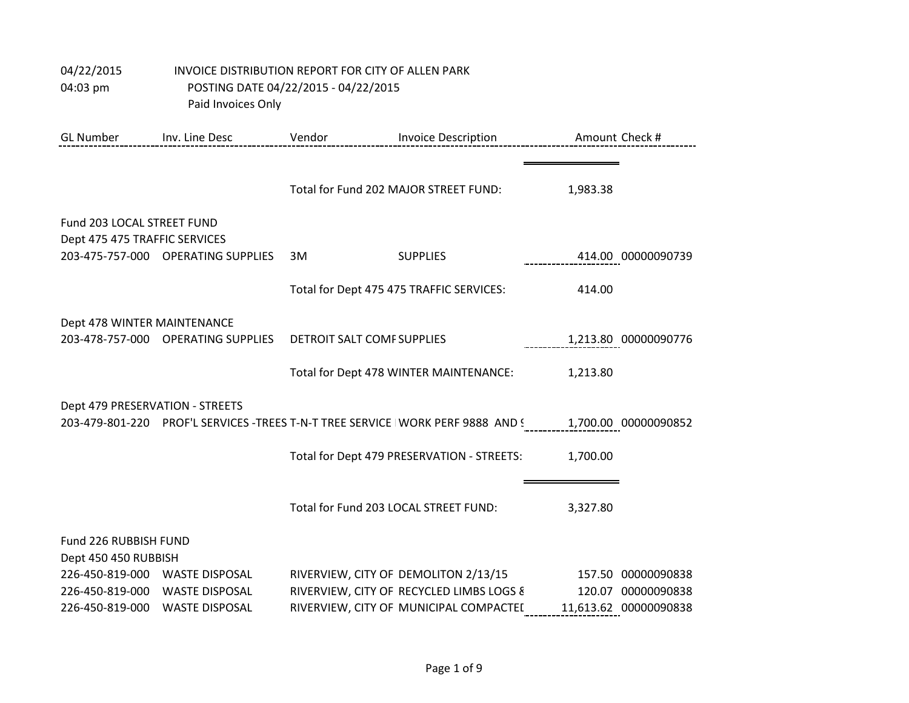04/22/2015 INVOICE DISTRIBUTION REPORT FOR CITY OF ALLEN PARK
04:03 pm POSTING DATE 04/22/2015 - 04/22/2015
Paid Invoices Only

| GL Number | Inv. Line Desc | Vendor | Invoice Description | Amount | Check # |
|---|---|---|---|---|---|
| | | Total for Fund 202 MAJOR STREET FUND: | | 1,983.38 | |
| Fund 203 LOCAL STREET FUND | | | | | |
| Dept 475 475 TRAFFIC SERVICES | | | | | |
| 203-475-757-000 | OPERATING SUPPLIES | 3M | SUPPLIES | 414.00 | 00000090739 |
| | | Total for Dept 475 475 TRAFFIC SERVICES: | | 414.00 | |
| Dept 478 WINTER MAINTENANCE | | | | | |
| 203-478-757-000 | OPERATING SUPPLIES | DETROIT SALT COMF | SUPPLIES | 1,213.80 | 00000090776 |
| | | Total for Dept 478 WINTER MAINTENANCE: | | 1,213.80 | |
| Dept 479 PRESERVATION - STREETS | | | | | |
| 203-479-801-220 | PROF'L SERVICES -TREES | T-N-T TREE SERVICE | WORK PERF 9888 AND ! | 1,700.00 | 00000090852 |
| | | Total for Dept 479 PRESERVATION - STREETS: | | 1,700.00 | |
| | | Total for Fund 203 LOCAL STREET FUND: | | 3,327.80 | |
| Fund 226 RUBBISH FUND | | | | | |
| Dept 450 450 RUBBISH | | | | | |
| 226-450-819-000 | WASTE DISPOSAL | RIVERVIEW, CITY OF | DEMOLITON 2/13/15 | 157.50 | 00000090838 |
| 226-450-819-000 | WASTE DISPOSAL | RIVERVIEW, CITY OF | RECYCLED LIMBS LOGS 8 | 120.07 | 00000090838 |
| 226-450-819-000 | WASTE DISPOSAL | RIVERVIEW, CITY OF | MUNICIPAL COMPACTED | 11,613.62 | 00000090838 |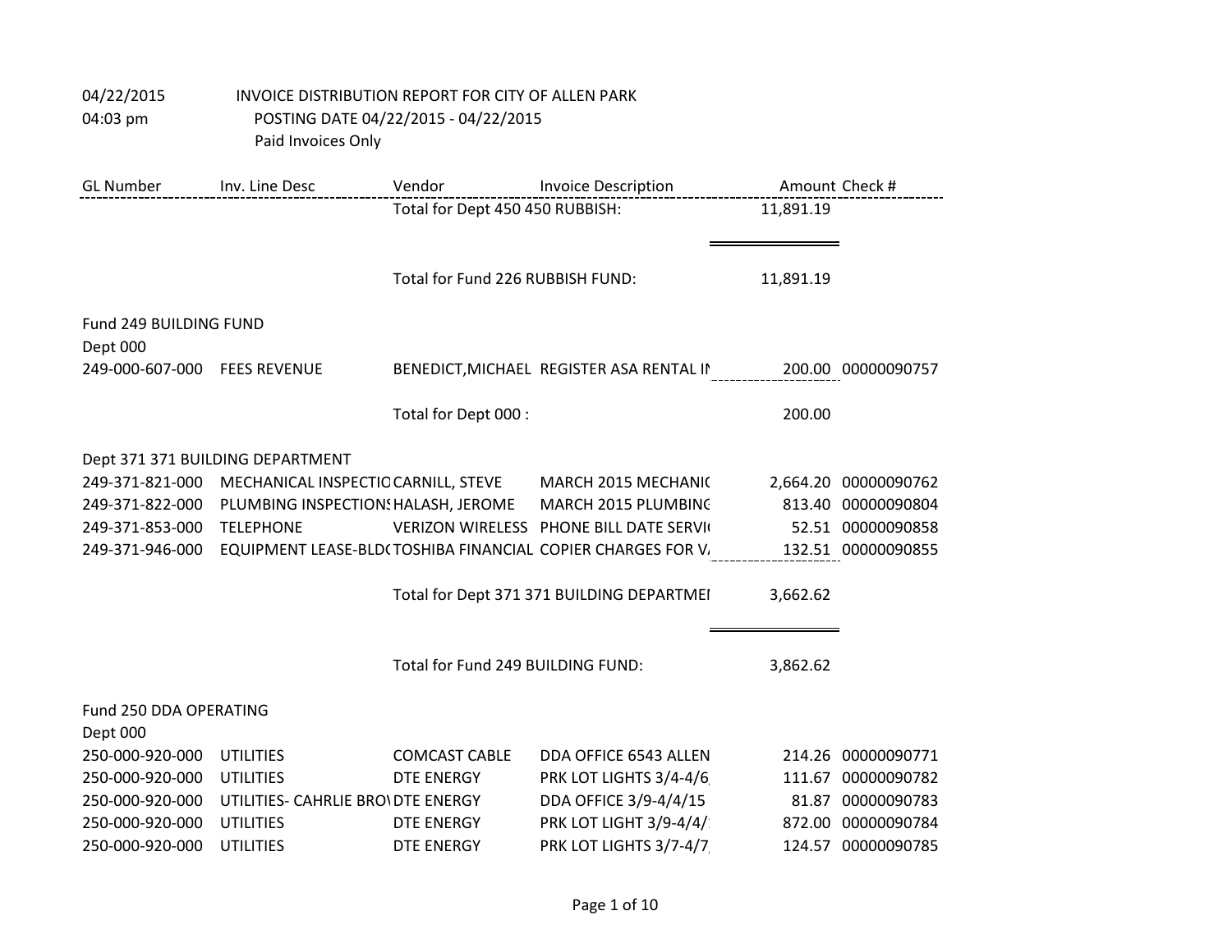04/22/2015 INVOICE DISTRIBUTION REPORT FOR CITY OF ALLEN PARK
04:03 pm POSTING DATE 04/22/2015 - 04/22/2015
Paid Invoices Only

| GL Number | Inv. Line Desc | Vendor | Invoice Description | Amount | Check # |
|---|---|---|---|---|---|
| | | Total for Dept 450 450 RUBBISH: | | 11,891.19 | |
| | | Total for Fund 226 RUBBISH FUND: | | 11,891.19 | |
| Fund 249 BUILDING FUND | | | | | |
| Dept 000 | | | | | |
| 249-000-607-000 | FEES REVENUE | BENEDICT,MICHAEL | REGISTER ASA RENTAL IN | 200.00 | 00000090757 |
| | | Total for Dept 000 : | | 200.00 | |
| Dept 371 371 BUILDING DEPARTMENT | | | | | |
| 249-371-821-000 | MECHANICAL INSPECTIO | CARNILL, STEVE | MARCH 2015 MECHANIC | 2,664.20 | 00000090762 |
| 249-371-822-000 | PLUMBING INSPECTIONS | HALASH, JEROME | MARCH 2015 PLUMBING | 813.40 | 00000090804 |
| 249-371-853-000 | TELEPHONE | VERIZON WIRELESS | PHONE BILL DATE SERVI | 52.51 | 00000090858 |
| 249-371-946-000 | EQUIPMENT LEASE-BLDG | TOSHIBA FINANCIAL | COPIER CHARGES FOR V/ | 132.51 | 00000090855 |
| | | Total for Dept 371 371 BUILDING DEPARTMEI | | 3,662.62 | |
| | | Total for Fund 249 BUILDING FUND: | | 3,862.62 | |
| Fund 250 DDA OPERATING | | | | | |
| Dept 000 | | | | | |
| 250-000-920-000 | UTILITIES | COMCAST CABLE | DDA OFFICE 6543 ALLEN | 214.26 | 00000090771 |
| 250-000-920-000 | UTILITIES | DTE ENERGY | PRK LOT LIGHTS 3/4-4/6 | 111.67 | 00000090782 |
| 250-000-920-000 | UTILITIES- CAHRLIE BROV | DTE ENERGY | DDA OFFICE 3/9-4/4/15 | 81.87 | 00000090783 |
| 250-000-920-000 | UTILITIES | DTE ENERGY | PRK LOT LIGHT 3/9-4/4/ | 872.00 | 00000090784 |
| 250-000-920-000 | UTILITIES | DTE ENERGY | PRK LOT LIGHTS 3/7-4/7 | 124.57 | 00000090785 |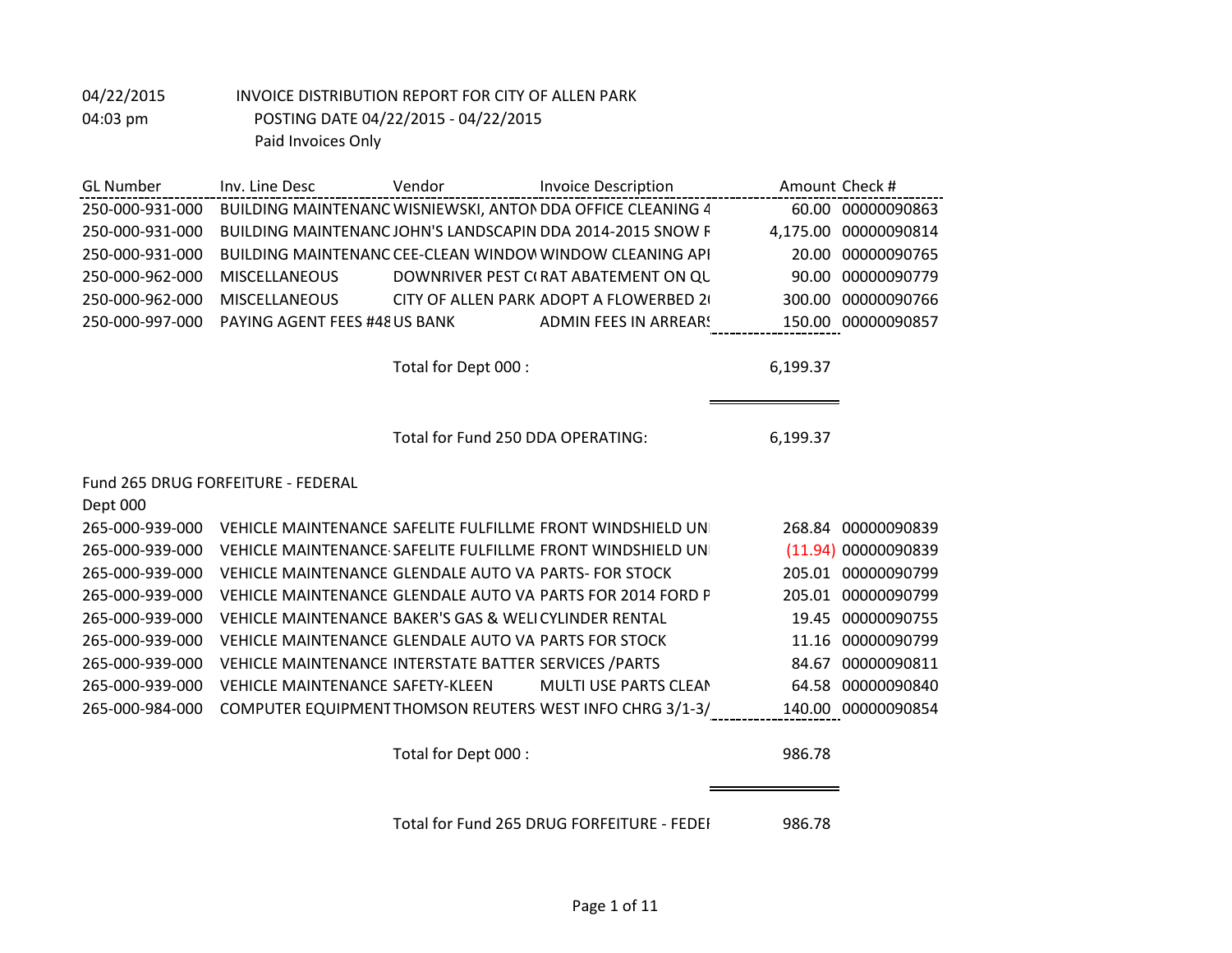04/22/2015 INVOICE DISTRIBUTION REPORT FOR CITY OF ALLEN PARK
04:03 pm POSTING DATE 04/22/2015 - 04/22/2015
Paid Invoices Only

| GL Number | Inv. Line Desc | Vendor | Invoice Description | Amount | Check # |
|---|---|---|---|---|---|
| 250-000-931-000 | BUILDING MAINTENANC | WISNIEWSKI, ANTON | DDA OFFICE CLEANING 4 | 60.00 | 00000090863 |
| 250-000-931-000 | BUILDING MAINTENANC | JOHN'S LANDSCAPIN | DDA 2014-2015 SNOW F | 4,175.00 | 00000090814 |
| 250-000-931-000 | BUILDING MAINTENANC | CEE-CLEAN WINDOW | WINDOW CLEANING API | 20.00 | 00000090765 |
| 250-000-962-000 | MISCELLANEOUS | DOWNRIVER PEST C( | RAT ABATEMENT ON QU | 90.00 | 00000090779 |
| 250-000-962-000 | MISCELLANEOUS | CITY OF ALLEN PARK | ADOPT A FLOWERBED 2( | 300.00 | 00000090766 |
| 250-000-997-000 | PAYING AGENT FEES #48 | US BANK | ADMIN FEES IN ARREARS | 150.00 | 00000090857 |
| | | Total for Dept 000 : | | 6,199.37 | |
| | | Total for Fund 250 DDA OPERATING: | | 6,199.37 | |

Fund 265 DRUG FORFEITURE - FEDERAL
Dept 000

| GL Number | Inv. Line Desc | Vendor | Invoice Description | Amount | Check # |
|---|---|---|---|---|---|
| 265-000-939-000 | VEHICLE MAINTENANCE | SAFELITE FULFILLME | FRONT WINDSHIELD UN | 268.84 | 00000090839 |
| 265-000-939-000 | VEHICLE MAINTENANCE- | SAFELITE FULFILLME | FRONT WINDSHIELD UN | (11.94) | 00000090839 |
| 265-000-939-000 | VEHICLE MAINTENANCE | GLENDALE AUTO VA | PARTS- FOR STOCK | 205.01 | 00000090799 |
| 265-000-939-000 | VEHICLE MAINTENANCE | GLENDALE AUTO VA | PARTS FOR 2014 FORD F | 205.01 | 00000090799 |
| 265-000-939-000 | VEHICLE MAINTENANCE | BAKER'S GAS & WELI | CYLINDER RENTAL | 19.45 | 00000090755 |
| 265-000-939-000 | VEHICLE MAINTENANCE | GLENDALE AUTO VA | PARTS FOR STOCK | 11.16 | 00000090799 |
| 265-000-939-000 | VEHICLE MAINTENANCE | INTERSTATE BATTER | SERVICES /PARTS | 84.67 | 00000090811 |
| 265-000-939-000 | VEHICLE MAINTENANCE | SAFETY-KLEEN | MULTI USE PARTS CLEAN | 64.58 | 00000090840 |
| 265-000-984-000 | COMPUTER EQUIPMENT | THOMSON REUTERS | WEST INFO CHRG 3/1-3/ | 140.00 | 00000090854 |
| | | Total for Dept 000 : | | 986.78 | |
| | | Total for Fund 265 DRUG FORFEITURE - FEDEI | | 986.78 | |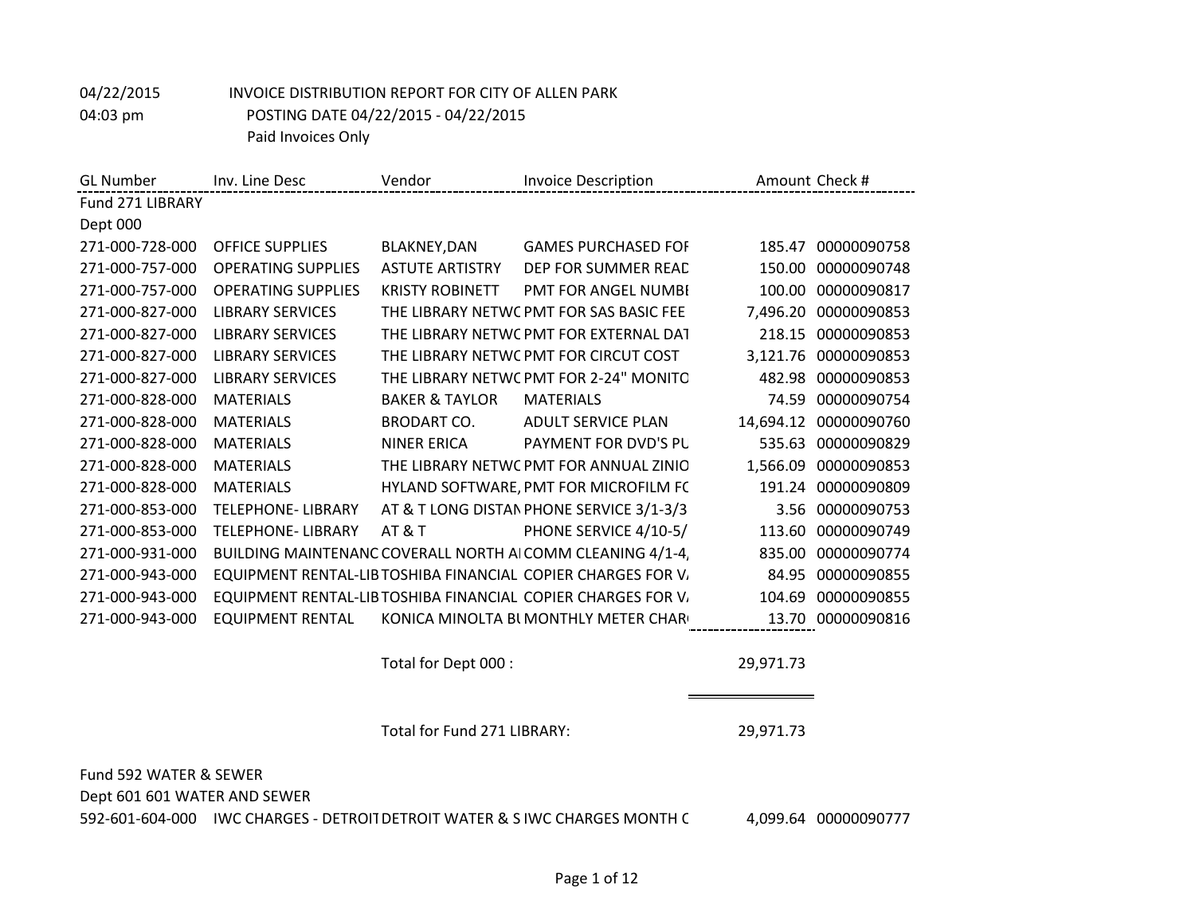04/22/2015 INVOICE DISTRIBUTION REPORT FOR CITY OF ALLEN PARK

04:03 pm POSTING DATE 04/22/2015 - 04/22/2015

Paid Invoices Only

| GL Number | Inv. Line Desc | Vendor | Invoice Description | Amount | Check # |
|---|---|---|---|---|---|
| Fund 271 LIBRARY | | | | | |
| Dept 000 | | | | | |
| 271-000-728-000 | OFFICE SUPPLIES | BLAKNEY,DAN | GAMES PURCHASED FOF | 185.47 | 00000090758 |
| 271-000-757-000 | OPERATING SUPPLIES | ASTUTE ARTISTRY | DEP FOR SUMMER REAC | 150.00 | 00000090748 |
| 271-000-757-000 | OPERATING SUPPLIES | KRISTY ROBINETT | PMT FOR ANGEL NUMBI | 100.00 | 00000090817 |
| 271-000-827-000 | LIBRARY SERVICES | THE LIBRARY NETWC | PMT FOR SAS BASIC FEE | 7,496.20 | 00000090853 |
| 271-000-827-000 | LIBRARY SERVICES | THE LIBRARY NETWC | PMT FOR EXTERNAL DAT | 218.15 | 00000090853 |
| 271-000-827-000 | LIBRARY SERVICES | THE LIBRARY NETWC | PMT FOR CIRCUT COST | 3,121.76 | 00000090853 |
| 271-000-827-000 | LIBRARY SERVICES | THE LIBRARY NETWC | PMT FOR 2-24" MONITO | 482.98 | 00000090853 |
| 271-000-828-000 | MATERIALS | BAKER & TAYLOR | MATERIALS | 74.59 | 00000090754 |
| 271-000-828-000 | MATERIALS | BRODART CO. | ADULT SERVICE PLAN | 14,694.12 | 00000090760 |
| 271-000-828-000 | MATERIALS | NINER ERICA | PAYMENT FOR DVD'S PU | 535.63 | 00000090829 |
| 271-000-828-000 | MATERIALS | THE LIBRARY NETWC | PMT FOR ANNUAL ZINIO | 1,566.09 | 00000090853 |
| 271-000-828-000 | MATERIALS | HYLAND SOFTWARE, | PMT FOR MICROFILM FC | 191.24 | 00000090809 |
| 271-000-853-000 | TELEPHONE- LIBRARY | AT & T LONG DISTAN | PHONE SERVICE 3/1-3/3 | 3.56 | 00000090753 |
| 271-000-853-000 | TELEPHONE- LIBRARY | AT & T | PHONE SERVICE 4/10-5/ | 113.60 | 00000090749 |
| 271-000-931-000 | BUILDING MAINTENANC | COVERALL NORTH AI | COMM CLEANING 4/1-4, | 835.00 | 00000090774 |
| 271-000-943-000 | EQUIPMENT RENTAL-LIB | TOSHIBA FINANCIAL | COPIER CHARGES FOR V, | 84.95 | 00000090855 |
| 271-000-943-000 | EQUIPMENT RENTAL-LIB | TOSHIBA FINANCIAL | COPIER CHARGES FOR V, | 104.69 | 00000090855 |
| 271-000-943-000 | EQUIPMENT RENTAL | KONICA MINOLTA BL | MONTHLY METER CHAR( | 13.70 | 00000090816 |
| | | Total for Dept 000 : | | 29,971.73 | |
| | | Total for Fund 271 LIBRARY: | | 29,971.73 | |
| Fund 592 WATER & SEWER | | | | | |
| Dept 601 601 WATER AND SEWER | | | | | |
| 592-601-604-000 | IWC CHARGES - DETROIT | DETROIT WATER & S | IWC CHARGES MONTH C | 4,099.64 | 00000090777 |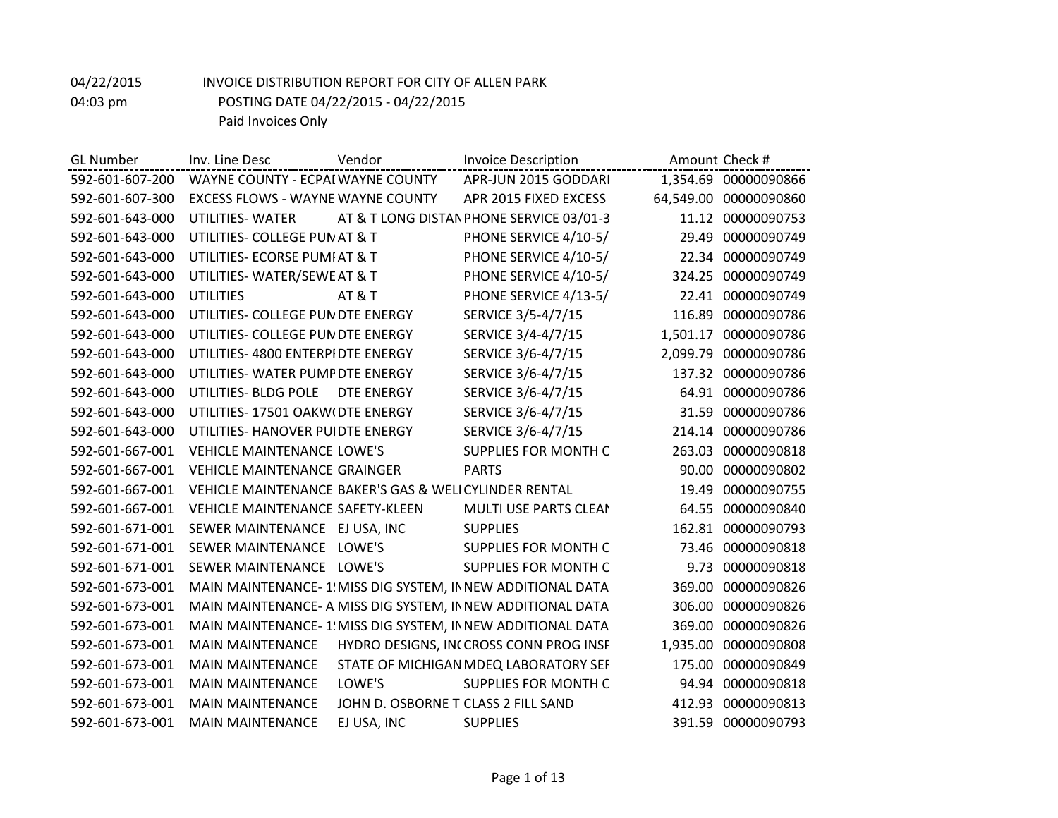04/22/2015 INVOICE DISTRIBUTION REPORT FOR CITY OF ALLEN PARK

04:03 pm POSTING DATE 04/22/2015 - 04/22/2015

Paid Invoices Only

| GL Number | Inv. Line Desc | Vendor | Invoice Description | Amount | Check # |
|---|---|---|---|---|---|
| 592-601-607-200 | WAYNE COUNTY - ECPAI | WAYNE COUNTY | APR-JUN 2015 GODDARI | 1,354.69 | 00000090866 |
| 592-601-607-300 | EXCESS FLOWS - WAYNE | WAYNE COUNTY | APR 2015 FIXED EXCESS | 64,549.00 | 00000090860 |
| 592-601-643-000 | UTILITIES- WATER | AT & T LONG DISTAN | PHONE SERVICE 03/01-3 | 11.12 | 00000090753 |
| 592-601-643-000 | UTILITIES- COLLEGE PUM | AT & T | PHONE SERVICE 4/10-5/ | 29.49 | 00000090749 |
| 592-601-643-000 | UTILITIES- ECORSE PUMI | AT & T | PHONE SERVICE 4/10-5/ | 22.34 | 00000090749 |
| 592-601-643-000 | UTILITIES- WATER/SEWE | AT & T | PHONE SERVICE 4/10-5/ | 324.25 | 00000090749 |
| 592-601-643-000 | UTILITIES | AT & T | PHONE SERVICE 4/13-5/ | 22.41 | 00000090749 |
| 592-601-643-000 | UTILITIES- COLLEGE PUM | DTE ENERGY | SERVICE 3/5-4/7/15 | 116.89 | 00000090786 |
| 592-601-643-000 | UTILITIES- COLLEGE PUM | DTE ENERGY | SERVICE 3/4-4/7/15 | 1,501.17 | 00000090786 |
| 592-601-643-000 | UTILITIES- 4800 ENTERPI | DTE ENERGY | SERVICE 3/6-4/7/15 | 2,099.79 | 00000090786 |
| 592-601-643-000 | UTILITIES- WATER PUMP | DTE ENERGY | SERVICE 3/6-4/7/15 | 137.32 | 00000090786 |
| 592-601-643-000 | UTILITIES- BLDG POLE | DTE ENERGY | SERVICE 3/6-4/7/15 | 64.91 | 00000090786 |
| 592-601-643-000 | UTILITIES- 17501 OAKW( | DTE ENERGY | SERVICE 3/6-4/7/15 | 31.59 | 00000090786 |
| 592-601-643-000 | UTILITIES- HANOVER PUI | DTE ENERGY | SERVICE 3/6-4/7/15 | 214.14 | 00000090786 |
| 592-601-667-001 | VEHICLE MAINTENANCE | LOWE'S | SUPPLIES FOR MONTH C | 263.03 | 00000090818 |
| 592-601-667-001 | VEHICLE MAINTENANCE | GRAINGER | PARTS | 90.00 | 00000090802 |
| 592-601-667-001 | VEHICLE MAINTENANCE | BAKER'S GAS & WELI | CYLINDER RENTAL | 19.49 | 00000090755 |
| 592-601-667-001 | VEHICLE MAINTENANCE | SAFETY-KLEEN | MULTI USE PARTS CLEAN | 64.55 | 00000090840 |
| 592-601-671-001 | SEWER MAINTENANCE | EJ USA, INC | SUPPLIES | 162.81 | 00000090793 |
| 592-601-671-001 | SEWER MAINTENANCE | LOWE'S | SUPPLIES FOR MONTH C | 73.46 | 00000090818 |
| 592-601-671-001 | SEWER MAINTENANCE | LOWE'S | SUPPLIES FOR MONTH C | 9.73 | 00000090818 |
| 592-601-673-001 | MAIN MAINTENANCE- 1! | MISS DIG SYSTEM, IN | NEW ADDITIONAL DATA | 369.00 | 00000090826 |
| 592-601-673-001 | MAIN MAINTENANCE- A | MISS DIG SYSTEM, IN | NEW ADDITIONAL DATA | 306.00 | 00000090826 |
| 592-601-673-001 | MAIN MAINTENANCE- 1! | MISS DIG SYSTEM, IN | NEW ADDITIONAL DATA | 369.00 | 00000090826 |
| 592-601-673-001 | MAIN MAINTENANCE | HYDRO DESIGNS, IN( | CROSS CONN PROG INSF | 1,935.00 | 00000090808 |
| 592-601-673-001 | MAIN MAINTENANCE | STATE OF MICHIGAN | MDEQ LABORATORY SEF | 175.00 | 00000090849 |
| 592-601-673-001 | MAIN MAINTENANCE | LOWE'S | SUPPLIES FOR MONTH C | 94.94 | 00000090818 |
| 592-601-673-001 | MAIN MAINTENANCE | JOHN D. OSBORNE T | CLASS 2 FILL SAND | 412.93 | 00000090813 |
| 592-601-673-001 | MAIN MAINTENANCE | EJ USA, INC | SUPPLIES | 391.59 | 00000090793 |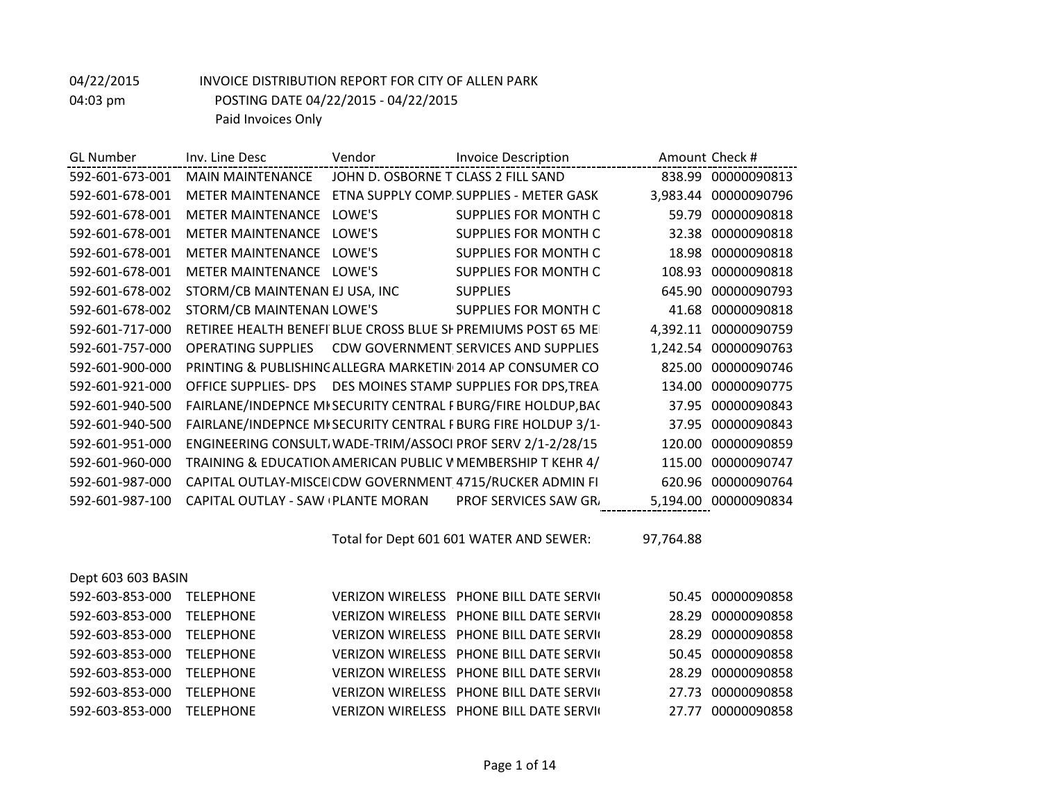04/22/2015 INVOICE DISTRIBUTION REPORT FOR CITY OF ALLEN PARK

04:03 pm POSTING DATE 04/22/2015 - 04/22/2015

Paid Invoices Only

| GL Number | Inv. Line Desc | Vendor | Invoice Description | Amount | Check # |
|---|---|---|---|---|---|
| 592-601-673-001 | MAIN MAINTENANCE | JOHN D. OSBORNE T | CLASS 2 FILL SAND | 838.99 | 00000090813 |
| 592-601-678-001 | METER MAINTENANCE | ETNA SUPPLY COMP. | SUPPLIES - METER GASK | 3,983.44 | 00000090796 |
| 592-601-678-001 | METER MAINTENANCE | LOWE'S | SUPPLIES FOR MONTH C | 59.79 | 00000090818 |
| 592-601-678-001 | METER MAINTENANCE | LOWE'S | SUPPLIES FOR MONTH C | 32.38 | 00000090818 |
| 592-601-678-001 | METER MAINTENANCE | LOWE'S | SUPPLIES FOR MONTH C | 18.98 | 00000090818 |
| 592-601-678-001 | METER MAINTENANCE | LOWE'S | SUPPLIES FOR MONTH C | 108.93 | 00000090818 |
| 592-601-678-002 | STORM/CB MAINTENAN | EJ USA, INC | SUPPLIES | 645.90 | 00000090793 |
| 592-601-678-002 | STORM/CB MAINTENAN | LOWE'S | SUPPLIES FOR MONTH C | 41.68 | 00000090818 |
| 592-601-717-000 | RETIREE HEALTH BENEFI | BLUE CROSS BLUE SH | PREMIUMS POST 65 ME | 4,392.11 | 00000090759 |
| 592-601-757-000 | OPERATING SUPPLIES | CDW GOVERNMENT | SERVICES AND SUPPLIES | 1,242.54 | 00000090763 |
| 592-601-900-000 | PRINTING & PUBLISHING | ALLEGRA MARKETIN | 2014 AP CONSUMER CO | 825.00 | 00000090746 |
| 592-601-921-000 | OFFICE SUPPLIES- DPS | DES MOINES STAMP | SUPPLIES FOR DPS,TREA | 134.00 | 00000090775 |
| 592-601-940-500 | FAIRLANE/INDEPNCE MK | SECURITY CENTRAL F | BURG/FIRE HOLDUP,BAC | 37.95 | 00000090843 |
| 592-601-940-500 | FAIRLANE/INDEPNCE MK | SECURITY CENTRAL F | BURG FIRE HOLDUP 3/1- | 37.95 | 00000090843 |
| 592-601-951-000 | ENGINEERING CONSULT | WADE-TRIM/ASSOCI | PROF SERV 2/1-2/28/15 | 120.00 | 00000090859 |
| 592-601-960-000 | TRAINING & EDUCATION | AMERICAN PUBLIC W | MEMBERSHIP T KEHR 4/ | 115.00 | 00000090747 |
| 592-601-987-000 | CAPITAL OUTLAY-MISCE | CDW GOVERNMENT | 4715/RUCKER ADMIN FI | 620.96 | 00000090764 |
| 592-601-987-100 | CAPITAL OUTLAY - SAW ( | PLANTE MORAN | PROF SERVICES SAW GR | 5,194.00 | 00000090834 |
| | | Total for Dept 601 601 WATER AND SEWER: | | 97,764.88 | |

Dept 603 603 BASIN

| GL Number | Inv. Line Desc | Vendor | Invoice Description | Amount | Check # |
|---|---|---|---|---|---|
| 592-603-853-000 | TELEPHONE | VERIZON WIRELESS | PHONE BILL DATE SERVI | 50.45 | 00000090858 |
| 592-603-853-000 | TELEPHONE | VERIZON WIRELESS | PHONE BILL DATE SERVI | 28.29 | 00000090858 |
| 592-603-853-000 | TELEPHONE | VERIZON WIRELESS | PHONE BILL DATE SERVI | 28.29 | 00000090858 |
| 592-603-853-000 | TELEPHONE | VERIZON WIRELESS | PHONE BILL DATE SERVI | 50.45 | 00000090858 |
| 592-603-853-000 | TELEPHONE | VERIZON WIRELESS | PHONE BILL DATE SERVI | 28.29 | 00000090858 |
| 592-603-853-000 | TELEPHONE | VERIZON WIRELESS | PHONE BILL DATE SERVI | 27.73 | 00000090858 |
| 592-603-853-000 | TELEPHONE | VERIZON WIRELESS | PHONE BILL DATE SERVI | 27.77 | 00000090858 |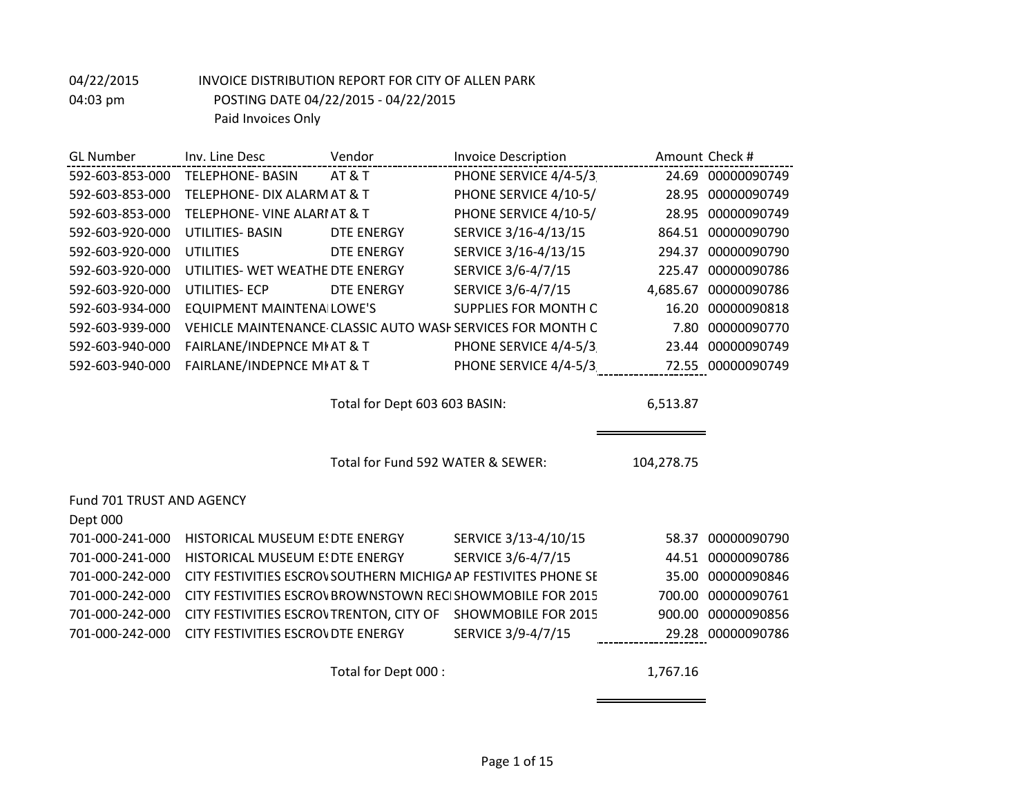04/22/2015 INVOICE DISTRIBUTION REPORT FOR CITY OF ALLEN PARK

04:03 pm POSTING DATE 04/22/2015 - 04/22/2015

Paid Invoices Only

| GL Number | Inv. Line Desc | Vendor | Invoice Description | Amount | Check # |
|---|---|---|---|---|---|
| 592-603-853-000 | TELEPHONE- BASIN | AT & T | PHONE SERVICE 4/4-5/3 | 24.69 | 00000090749 |
| 592-603-853-000 | TELEPHONE- DIX ALARM | AT & T | PHONE SERVICE 4/10-5/ | 28.95 | 00000090749 |
| 592-603-853-000 | TELEPHONE- VINE ALARI | AT & T | PHONE SERVICE 4/10-5/ | 28.95 | 00000090749 |
| 592-603-920-000 | UTILITIES- BASIN | DTE ENERGY | SERVICE 3/16-4/13/15 | 864.51 | 00000090790 |
| 592-603-920-000 | UTILITIES | DTE ENERGY | SERVICE 3/16-4/13/15 | 294.37 | 00000090790 |
| 592-603-920-000 | UTILITIES- WET WEATHE | DTE ENERGY | SERVICE 3/6-4/7/15 | 225.47 | 00000090786 |
| 592-603-920-000 | UTILITIES- ECP | DTE ENERGY | SERVICE 3/6-4/7/15 | 4,685.67 | 00000090786 |
| 592-603-934-000 | EQUIPMENT MAINTENA | LOWE'S | SUPPLIES FOR MONTH C | 16.20 | 00000090818 |
| 592-603-939-000 | VEHICLE MAINTENANCE | CLASSIC AUTO WASH | SERVICES FOR MONTH C | 7.80 | 00000090770 |
| 592-603-940-000 | FAIRLANE/INDEPNCE MI | AT & T | PHONE SERVICE 4/4-5/3 | 23.44 | 00000090749 |
| 592-603-940-000 | FAIRLANE/INDEPNCE MI | AT & T | PHONE SERVICE 4/4-5/3 | 72.55 | 00000090749 |
| | | Total for Dept 603 603 BASIN: | | 6,513.87 | |
| | | Total for Fund 592 WATER & SEWER: | | 104,278.75 | |

Fund 701 TRUST AND AGENCY

Dept 000

| GL Number | Inv. Line Desc | Vendor | Invoice Description | Amount | Check # |
|---|---|---|---|---|---|
| 701-000-241-000 | HISTORICAL MUSEUM ES | DTE ENERGY | SERVICE 3/13-4/10/15 | 58.37 | 00000090790 |
| 701-000-241-000 | HISTORICAL MUSEUM ES | DTE ENERGY | SERVICE 3/6-4/7/15 | 44.51 | 00000090786 |
| 701-000-242-000 | CITY FESTIVITIES ESCROV | SOUTHERN MICHIGA | AP FESTIVITES PHONE SE | 35.00 | 00000090846 |
| 701-000-242-000 | CITY FESTIVITIES ESCROV | BROWNSTOWN RECI | SHOWMOBILE FOR 2015 | 700.00 | 00000090761 |
| 701-000-242-000 | CITY FESTIVITIES ESCROV | TRENTON, CITY OF | SHOWMOBILE FOR 2015 | 900.00 | 00000090856 |
| 701-000-242-000 | CITY FESTIVITIES ESCROV | DTE ENERGY | SERVICE 3/9-4/7/15 | 29.28 | 00000090786 |
| | | Total for Dept 000 : | | 1,767.16 | |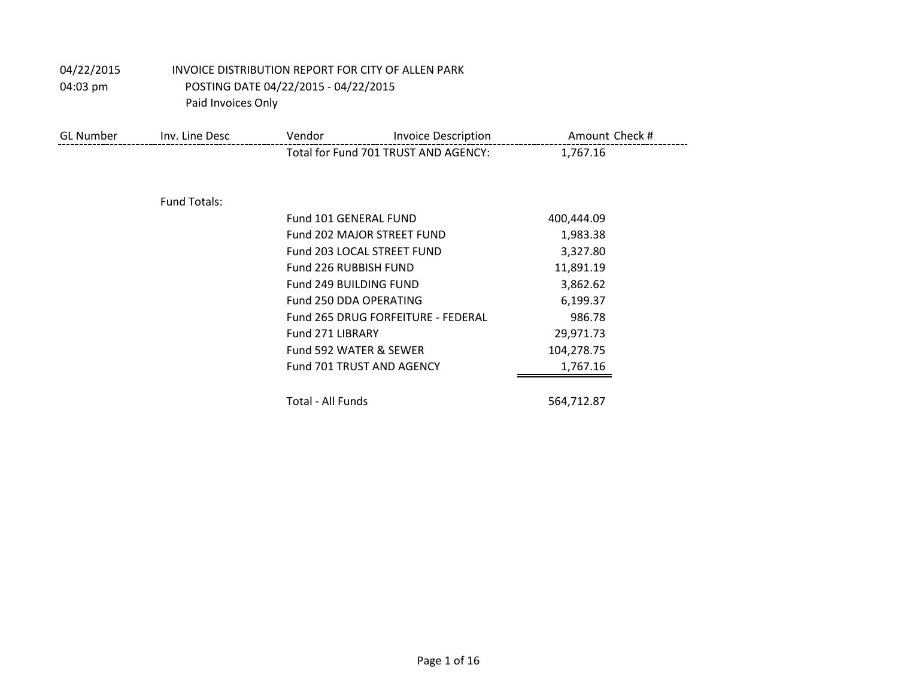04/22/2015 INVOICE DISTRIBUTION REPORT FOR CITY OF ALLEN PARK

04:03 pm POSTING DATE 04/22/2015 - 04/22/2015

Paid Invoices Only

| GL Number | Inv. Line Desc | Vendor | Invoice Description | Amount | Check # |
|---|---|---|---|---|---|
| | | Total for Fund 701 TRUST AND AGENCY: | | 1,767.16 | |

Fund Totals:

| Fund | Amount |
|---|---|
| Fund 101 GENERAL FUND | 400,444.09 |
| Fund 202 MAJOR STREET FUND | 1,983.38 |
| Fund 203 LOCAL STREET FUND | 3,327.80 |
| Fund 226 RUBBISH FUND | 11,891.19 |
| Fund 249 BUILDING FUND | 3,862.62 |
| Fund 250 DDA OPERATING | 6,199.37 |
| Fund 265 DRUG FORFEITURE - FEDERAL | 986.78 |
| Fund 271 LIBRARY | 29,971.73 |
| Fund 592 WATER & SEWER | 104,278.75 |
| Fund 701 TRUST AND AGENCY | 1,767.16 |
| Total - All Funds | 564,712.87 |